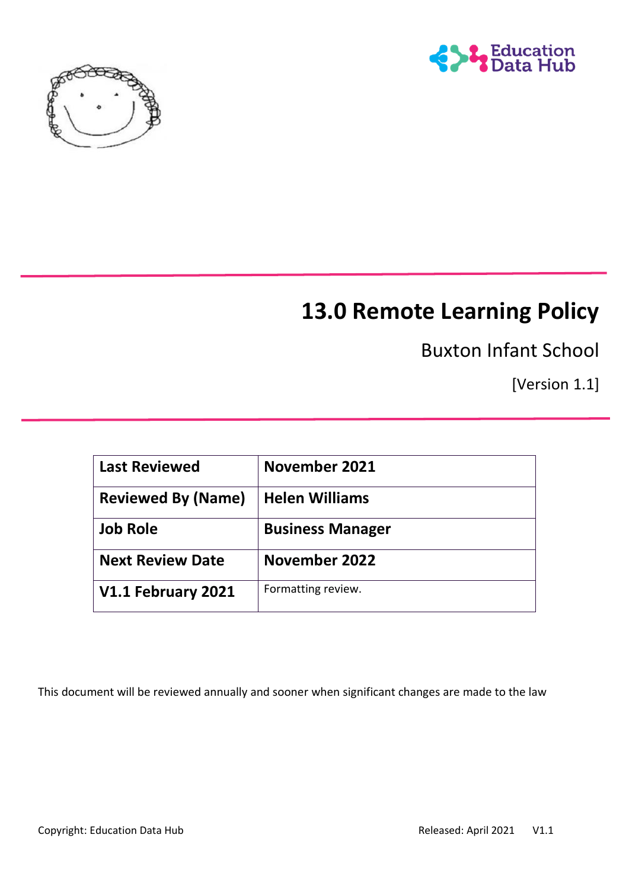# 13.0 Remote Learning Policy

Buxton Infant School

[Version 1.1]

| Last Reviewed | November 2021 |
|---|---|
| Reviewed By (Name) | Helen Williams |
| Job Role | Business Manager |
| Next Review Date | November 2022 |
| V1.1 February 2021 | Formatting review. |

This document will be reviewed annually and sooner when significant changes are made to the law

Copyright: Education Data Hub

Released: April 2021 V1.1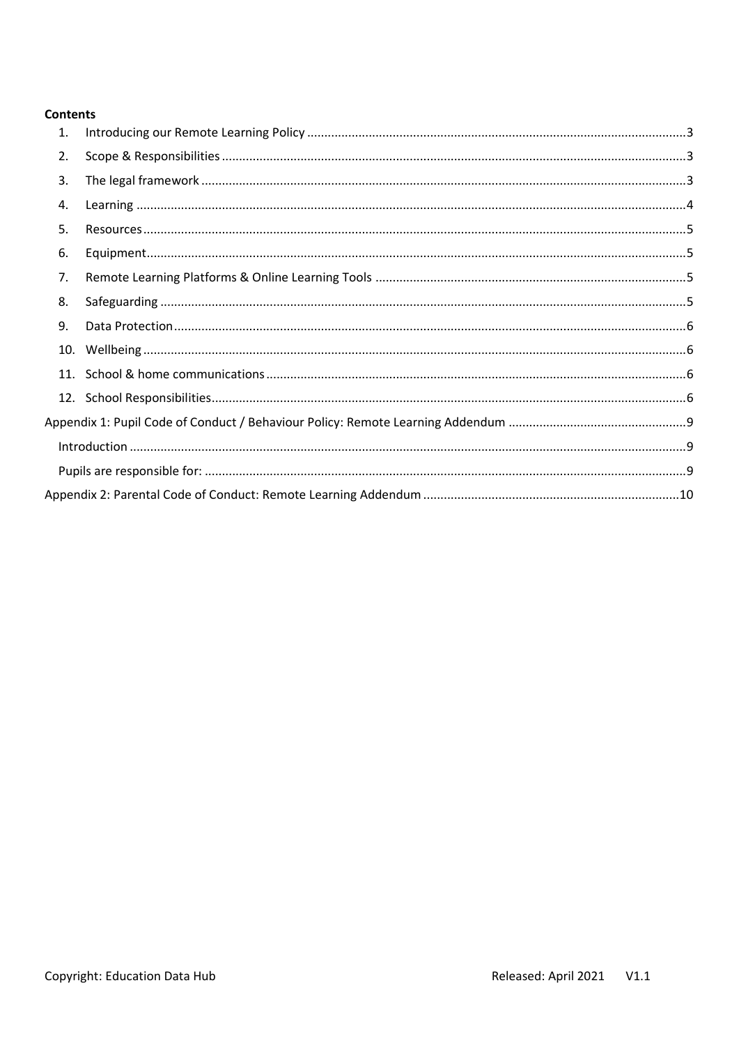**Contents**

1. Introducing our Remote Learning Policy ....3
2. Scope & Responsibilities ....3
3. The legal framework ....3
4. Learning ....4
5. Resources ....5
6. Equipment ....5
7. Remote Learning Platforms & Online Learning Tools ....5
8. Safeguarding ....5
9. Data Protection ....6
10. Wellbeing ....6
11. School & home communications ....6
12. School Responsibilities ....6

Appendix 1: Pupil Code of Conduct / Behaviour Policy: Remote Learning Addendum ....9

- Introduction ....9
- Pupils are responsible for: ....9

Appendix 2: Parental Code of Conduct: Remote Learning Addendum ....10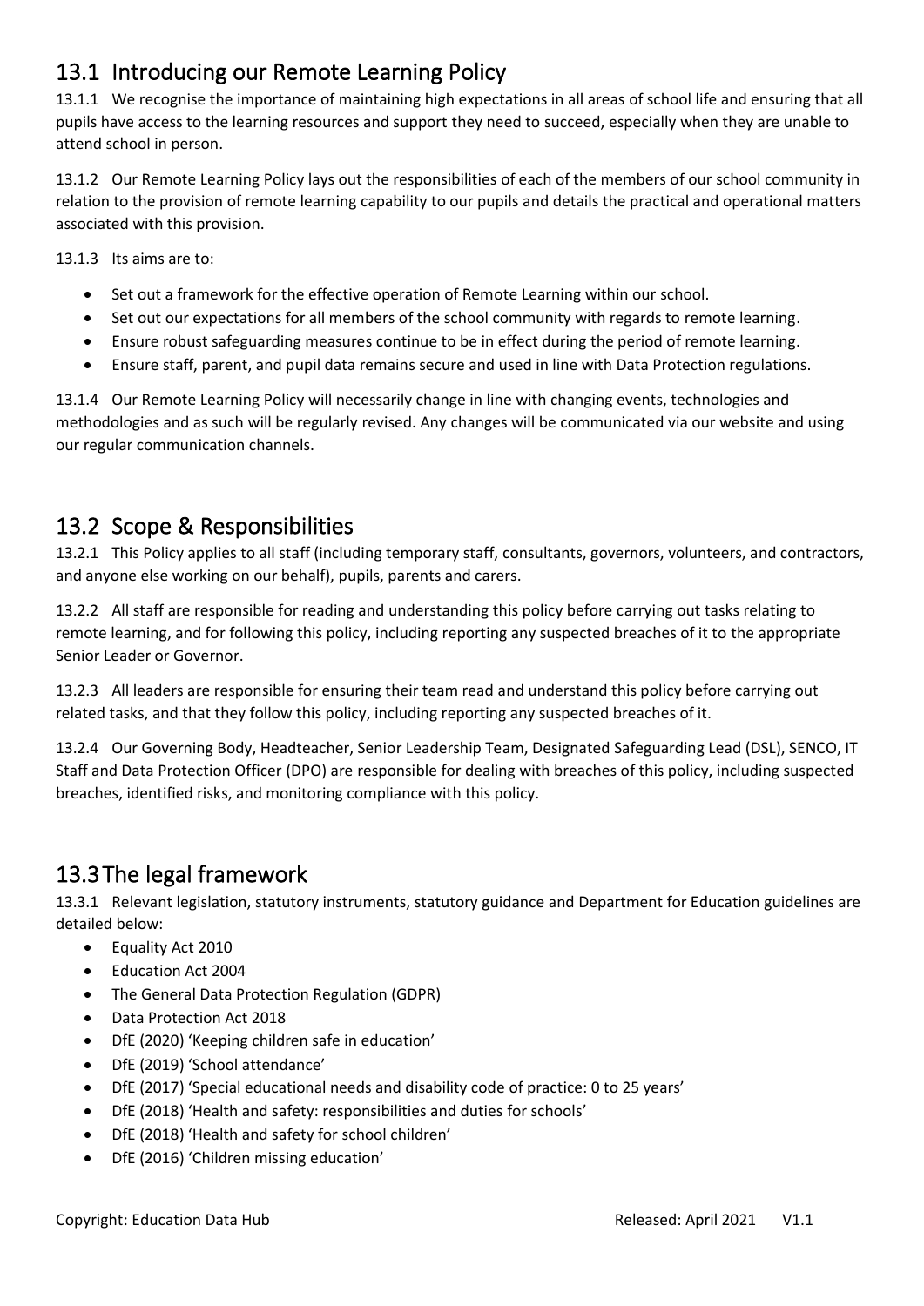## 13.1 Introducing our Remote Learning Policy

13.1.1 We recognise the importance of maintaining high expectations in all areas of school life and ensuring that all pupils have access to the learning resources and support they need to succeed, especially when they are unable to attend school in person.

13.1.2 Our Remote Learning Policy lays out the responsibilities of each of the members of our school community in relation to the provision of remote learning capability to our pupils and details the practical and operational matters associated with this provision.

13.1.3 Its aims are to:

- Set out a framework for the effective operation of Remote Learning within our school.
- Set out our expectations for all members of the school community with regards to remote learning.
- Ensure robust safeguarding measures continue to be in effect during the period of remote learning.
- Ensure staff, parent, and pupil data remains secure and used in line with Data Protection regulations.

13.1.4 Our Remote Learning Policy will necessarily change in line with changing events, technologies and methodologies and as such will be regularly revised. Any changes will be communicated via our website and using our regular communication channels.

## 13.2 Scope & Responsibilities

13.2.1 This Policy applies to all staff (including temporary staff, consultants, governors, volunteers, and contractors, and anyone else working on our behalf), pupils, parents and carers.

13.2.2 All staff are responsible for reading and understanding this policy before carrying out tasks relating to remote learning, and for following this policy, including reporting any suspected breaches of it to the appropriate Senior Leader or Governor.

13.2.3 All leaders are responsible for ensuring their team read and understand this policy before carrying out related tasks, and that they follow this policy, including reporting any suspected breaches of it.

13.2.4 Our Governing Body, Headteacher, Senior Leadership Team, Designated Safeguarding Lead (DSL), SENCO, IT Staff and Data Protection Officer (DPO) are responsible for dealing with breaches of this policy, including suspected breaches, identified risks, and monitoring compliance with this policy.

## 13.3 The legal framework

13.3.1 Relevant legislation, statutory instruments, statutory guidance and Department for Education guidelines are detailed below:

- Equality Act 2010
- Education Act 2004
- The General Data Protection Regulation (GDPR)
- Data Protection Act 2018
- DfE (2020) 'Keeping children safe in education'
- DfE (2019) 'School attendance'
- DfE (2017) 'Special educational needs and disability code of practice: 0 to 25 years'
- DfE (2018) 'Health and safety: responsibilities and duties for schools'
- DfE (2018) 'Health and safety for school children'
- DfE (2016) 'Children missing education'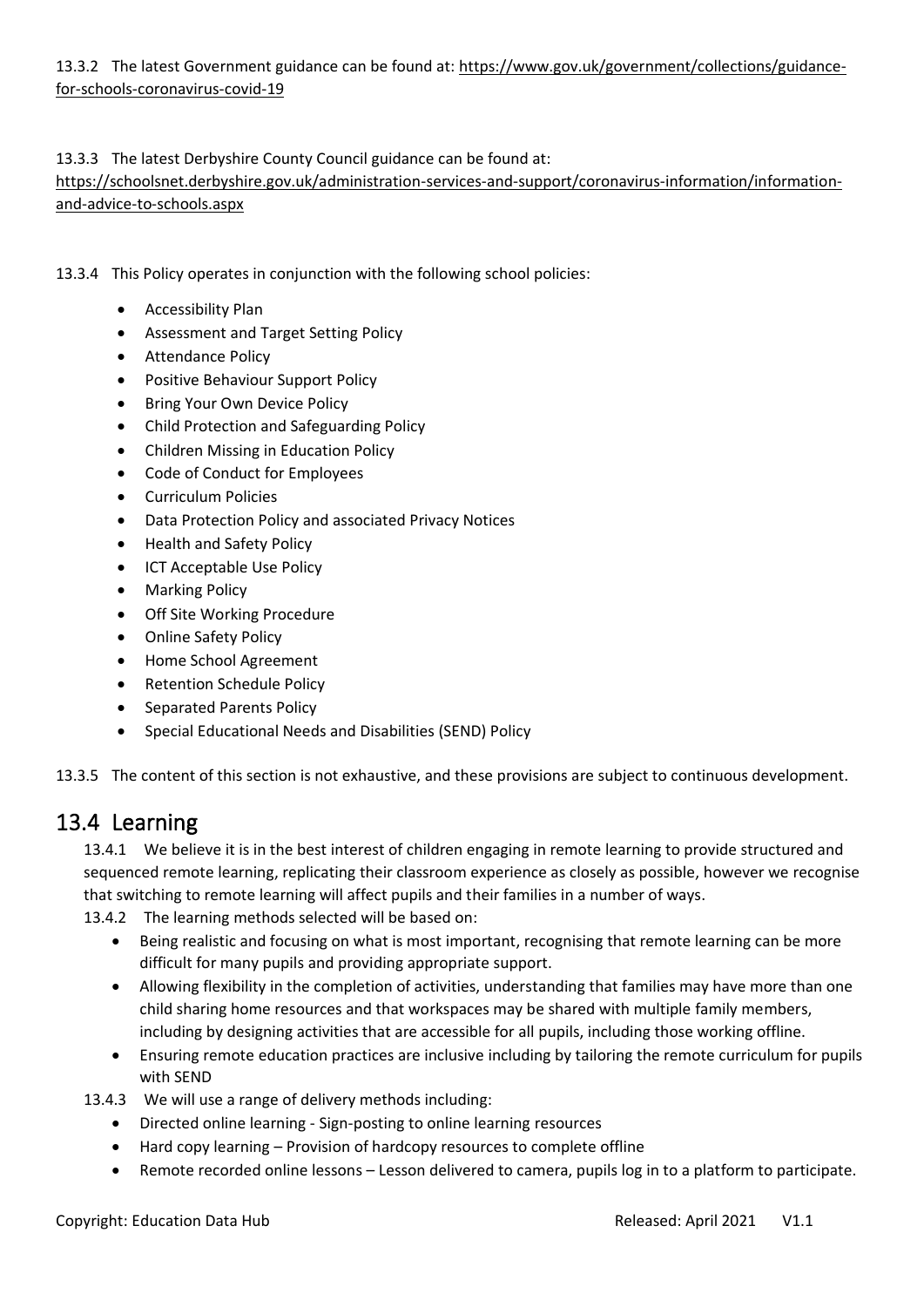13.3.2 The latest Government guidance can be found at: https://www.gov.uk/government/collections/guidance-for-schools-coronavirus-covid-19

13.3.3 The latest Derbyshire County Council guidance can be found at: https://schoolsnet.derbyshire.gov.uk/administration-services-and-support/coronavirus-information/information-and-advice-to-schools.aspx

13.3.4 This Policy operates in conjunction with the following school policies:

- Accessibility Plan
- Assessment and Target Setting Policy
- Attendance Policy
- Positive Behaviour Support Policy
- Bring Your Own Device Policy
- Child Protection and Safeguarding Policy
- Children Missing in Education Policy
- Code of Conduct for Employees
- Curriculum Policies
- Data Protection Policy and associated Privacy Notices
- Health and Safety Policy
- ICT Acceptable Use Policy
- Marking Policy
- Off Site Working Procedure
- Online Safety Policy
- Home School Agreement
- Retention Schedule Policy
- Separated Parents Policy
- Special Educational Needs and Disabilities (SEND) Policy

13.3.5 The content of this section is not exhaustive, and these provisions are subject to continuous development.

## 13.4 Learning

13.4.1 We believe it is in the best interest of children engaging in remote learning to provide structured and sequenced remote learning, replicating their classroom experience as closely as possible, however we recognise that switching to remote learning will affect pupils and their families in a number of ways.

13.4.2 The learning methods selected will be based on:

- Being realistic and focusing on what is most important, recognising that remote learning can be more difficult for many pupils and providing appropriate support.
- Allowing flexibility in the completion of activities, understanding that families may have more than one child sharing home resources and that workspaces may be shared with multiple family members, including by designing activities that are accessible for all pupils, including those working offline.
- Ensuring remote education practices are inclusive including by tailoring the remote curriculum for pupils with SEND

13.4.3 We will use a range of delivery methods including:

- Directed online learning - Sign-posting to online learning resources
- Hard copy learning – Provision of hardcopy resources to complete offline
- Remote recorded online lessons – Lesson delivered to camera, pupils log in to a platform to participate.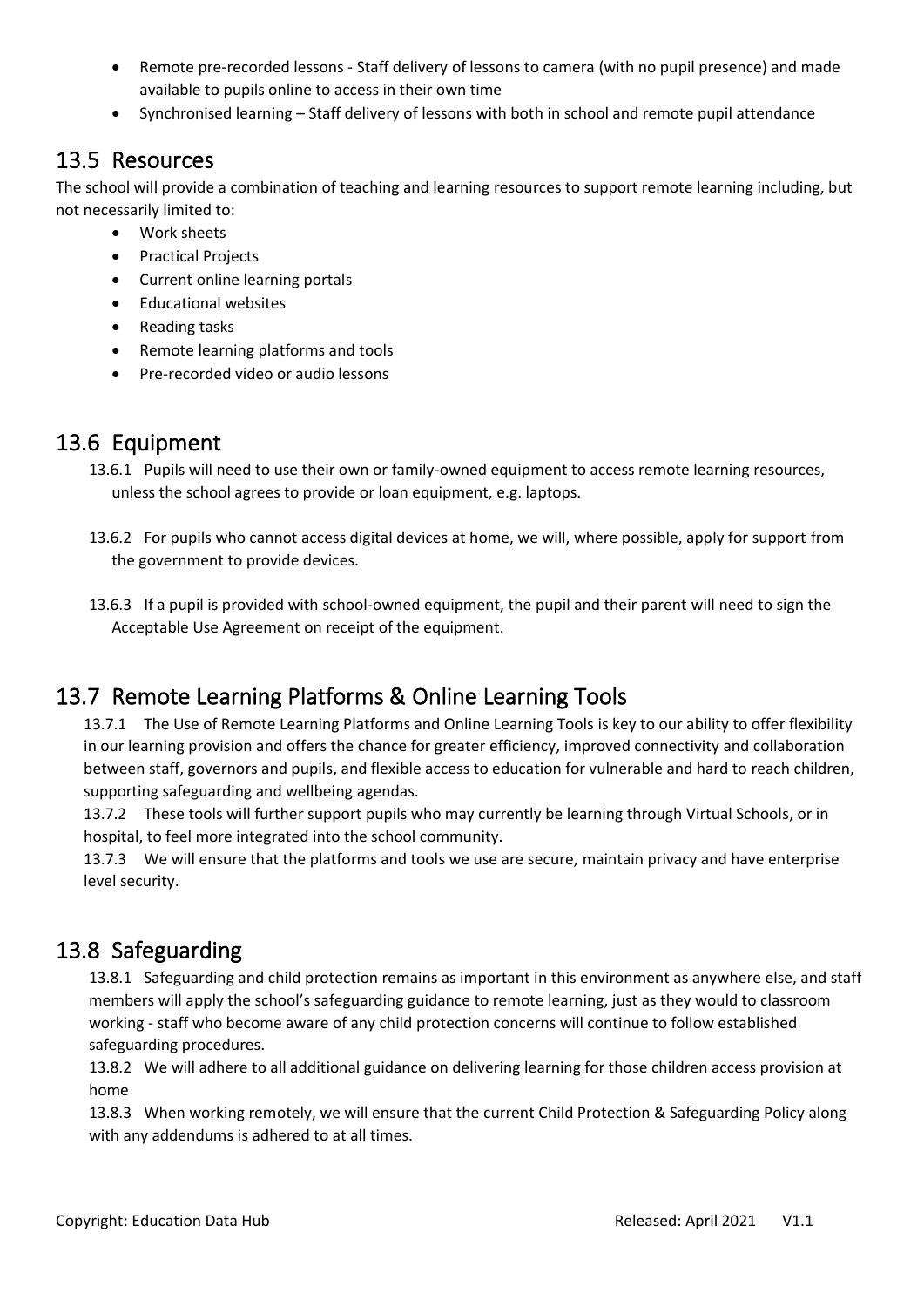- Remote pre-recorded lessons - Staff delivery of lessons to camera (with no pupil presence) and made available to pupils online to access in their own time
- Synchronised learning – Staff delivery of lessons with both in school and remote pupil attendance

## 13.5 Resources

The school will provide a combination of teaching and learning resources to support remote learning including, but not necessarily limited to:

- Work sheets
- Practical Projects
- Current online learning portals
- Educational websites
- Reading tasks
- Remote learning platforms and tools
- Pre-recorded video or audio lessons

## 13.6 Equipment

13.6.1 Pupils will need to use their own or family-owned equipment to access remote learning resources, unless the school agrees to provide or loan equipment, e.g. laptops.

13.6.2 For pupils who cannot access digital devices at home, we will, where possible, apply for support from the government to provide devices.

13.6.3 If a pupil is provided with school-owned equipment, the pupil and their parent will need to sign the Acceptable Use Agreement on receipt of the equipment.

## 13.7 Remote Learning Platforms & Online Learning Tools

13.7.1 The Use of Remote Learning Platforms and Online Learning Tools is key to our ability to offer flexibility in our learning provision and offers the chance for greater efficiency, improved connectivity and collaboration between staff, governors and pupils, and flexible access to education for vulnerable and hard to reach children, supporting safeguarding and wellbeing agendas.

13.7.2 These tools will further support pupils who may currently be learning through Virtual Schools, or in hospital, to feel more integrated into the school community.

13.7.3 We will ensure that the platforms and tools we use are secure, maintain privacy and have enterprise level security.

## 13.8 Safeguarding

13.8.1 Safeguarding and child protection remains as important in this environment as anywhere else, and staff members will apply the school's safeguarding guidance to remote learning, just as they would to classroom working - staff who become aware of any child protection concerns will continue to follow established safeguarding procedures.

13.8.2 We will adhere to all additional guidance on delivering learning for those children access provision at home

13.8.3 When working remotely, we will ensure that the current Child Protection & Safeguarding Policy along with any addendums is adhered to at all times.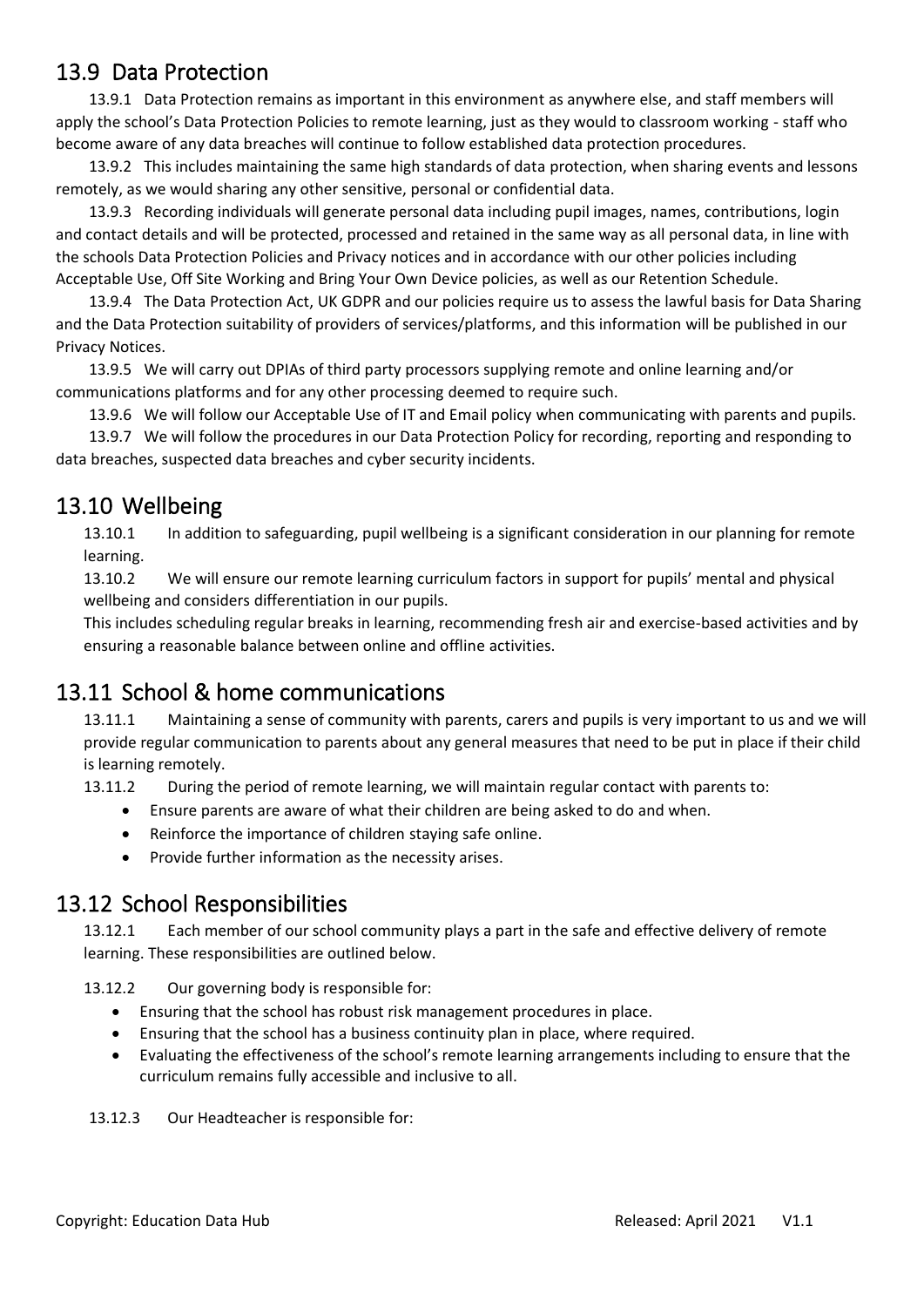## 13.9 Data Protection

13.9.1 Data Protection remains as important in this environment as anywhere else, and staff members will apply the school's Data Protection Policies to remote learning, just as they would to classroom working - staff who become aware of any data breaches will continue to follow established data protection procedures.

13.9.2 This includes maintaining the same high standards of data protection, when sharing events and lessons remotely, as we would sharing any other sensitive, personal or confidential data.

13.9.3 Recording individuals will generate personal data including pupil images, names, contributions, login and contact details and will be protected, processed and retained in the same way as all personal data, in line with the schools Data Protection Policies and Privacy notices and in accordance with our other policies including Acceptable Use, Off Site Working and Bring Your Own Device policies, as well as our Retention Schedule.

13.9.4 The Data Protection Act, UK GDPR and our policies require us to assess the lawful basis for Data Sharing and the Data Protection suitability of providers of services/platforms, and this information will be published in our Privacy Notices.

13.9.5 We will carry out DPIAs of third party processors supplying remote and online learning and/or communications platforms and for any other processing deemed to require such.

13.9.6 We will follow our Acceptable Use of IT and Email policy when communicating with parents and pupils.

13.9.7 We will follow the procedures in our Data Protection Policy for recording, reporting and responding to data breaches, suspected data breaches and cyber security incidents.

## 13.10 Wellbeing

13.10.1 In addition to safeguarding, pupil wellbeing is a significant consideration in our planning for remote learning.

13.10.2 We will ensure our remote learning curriculum factors in support for pupils' mental and physical wellbeing and considers differentiation in our pupils.

This includes scheduling regular breaks in learning, recommending fresh air and exercise-based activities and by ensuring a reasonable balance between online and offline activities.

## 13.11 School & home communications

13.11.1 Maintaining a sense of community with parents, carers and pupils is very important to us and we will provide regular communication to parents about any general measures that need to be put in place if their child is learning remotely.

13.11.2 During the period of remote learning, we will maintain regular contact with parents to:

- Ensure parents are aware of what their children are being asked to do and when.
- Reinforce the importance of children staying safe online.
- Provide further information as the necessity arises.

## 13.12 School Responsibilities

13.12.1 Each member of our school community plays a part in the safe and effective delivery of remote learning. These responsibilities are outlined below.

13.12.2 Our governing body is responsible for:

- Ensuring that the school has robust risk management procedures in place.
- Ensuring that the school has a business continuity plan in place, where required.
- Evaluating the effectiveness of the school's remote learning arrangements including to ensure that the curriculum remains fully accessible and inclusive to all.

13.12.3 Our Headteacher is responsible for: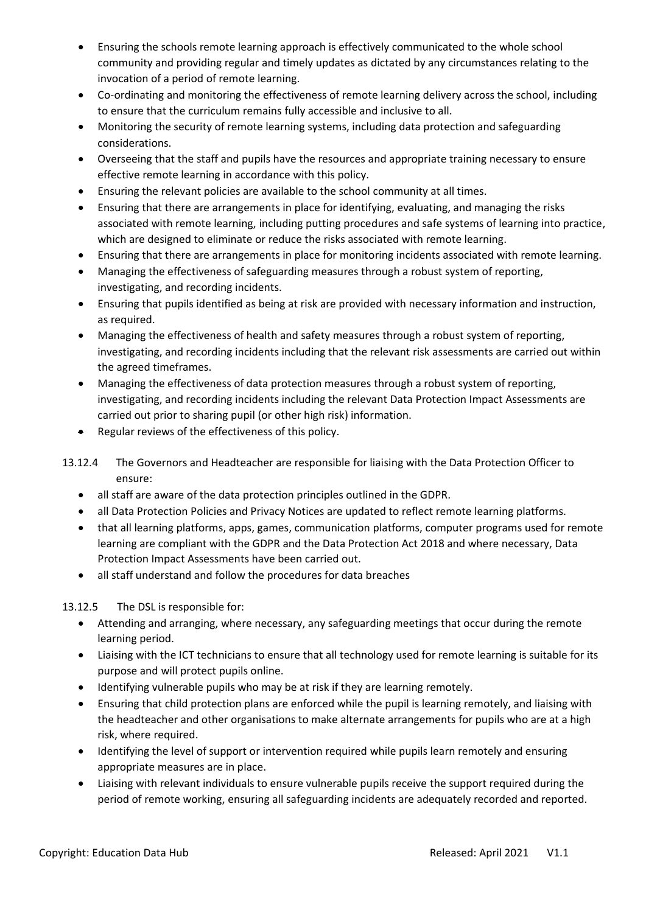- Ensuring the schools remote learning approach is effectively communicated to the whole school community and providing regular and timely updates as dictated by any circumstances relating to the invocation of a period of remote learning.
- Co-ordinating and monitoring the effectiveness of remote learning delivery across the school, including to ensure that the curriculum remains fully accessible and inclusive to all.
- Monitoring the security of remote learning systems, including data protection and safeguarding considerations.
- Overseeing that the staff and pupils have the resources and appropriate training necessary to ensure effective remote learning in accordance with this policy.
- Ensuring the relevant policies are available to the school community at all times.
- Ensuring that there are arrangements in place for identifying, evaluating, and managing the risks associated with remote learning, including putting procedures and safe systems of learning into practice, which are designed to eliminate or reduce the risks associated with remote learning.
- Ensuring that there are arrangements in place for monitoring incidents associated with remote learning.
- Managing the effectiveness of safeguarding measures through a robust system of reporting, investigating, and recording incidents.
- Ensuring that pupils identified as being at risk are provided with necessary information and instruction, as required.
- Managing the effectiveness of health and safety measures through a robust system of reporting, investigating, and recording incidents including that the relevant risk assessments are carried out within the agreed timeframes.
- Managing the effectiveness of data protection measures through a robust system of reporting, investigating, and recording incidents including the relevant Data Protection Impact Assessments are carried out prior to sharing pupil (or other high risk) information.
- Regular reviews of the effectiveness of this policy.

13.12.4 The Governors and Headteacher are responsible for liaising with the Data Protection Officer to ensure:

- all staff are aware of the data protection principles outlined in the GDPR.
- all Data Protection Policies and Privacy Notices are updated to reflect remote learning platforms.
- that all learning platforms, apps, games, communication platforms, computer programs used for remote learning are compliant with the GDPR and the Data Protection Act 2018 and where necessary, Data Protection Impact Assessments have been carried out.
- all staff understand and follow the procedures for data breaches

13.12.5 The DSL is responsible for:

- Attending and arranging, where necessary, any safeguarding meetings that occur during the remote learning period.
- Liaising with the ICT technicians to ensure that all technology used for remote learning is suitable for its purpose and will protect pupils online.
- Identifying vulnerable pupils who may be at risk if they are learning remotely.
- Ensuring that child protection plans are enforced while the pupil is learning remotely, and liaising with the headteacher and other organisations to make alternate arrangements for pupils who are at a high risk, where required.
- Identifying the level of support or intervention required while pupils learn remotely and ensuring appropriate measures are in place.
- Liaising with relevant individuals to ensure vulnerable pupils receive the support required during the period of remote working, ensuring all safeguarding incidents are adequately recorded and reported.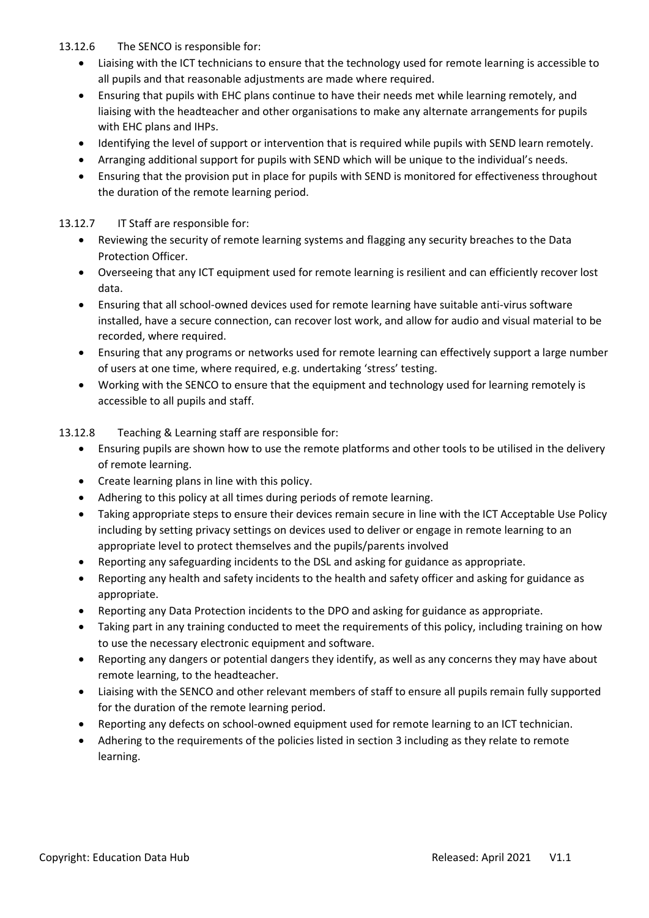13.12.6 The SENCO is responsible for:

- Liaising with the ICT technicians to ensure that the technology used for remote learning is accessible to all pupils and that reasonable adjustments are made where required.
- Ensuring that pupils with EHC plans continue to have their needs met while learning remotely, and liaising with the headteacher and other organisations to make any alternate arrangements for pupils with EHC plans and IHPs.
- Identifying the level of support or intervention that is required while pupils with SEND learn remotely.
- Arranging additional support for pupils with SEND which will be unique to the individual's needs.
- Ensuring that the provision put in place for pupils with SEND is monitored for effectiveness throughout the duration of the remote learning period.

13.12.7 IT Staff are responsible for:

- Reviewing the security of remote learning systems and flagging any security breaches to the Data Protection Officer.
- Overseeing that any ICT equipment used for remote learning is resilient and can efficiently recover lost data.
- Ensuring that all school-owned devices used for remote learning have suitable anti-virus software installed, have a secure connection, can recover lost work, and allow for audio and visual material to be recorded, where required.
- Ensuring that any programs or networks used for remote learning can effectively support a large number of users at one time, where required, e.g. undertaking 'stress' testing.
- Working with the SENCO to ensure that the equipment and technology used for learning remotely is accessible to all pupils and staff.

13.12.8 Teaching & Learning staff are responsible for:

- Ensuring pupils are shown how to use the remote platforms and other tools to be utilised in the delivery of remote learning.
- Create learning plans in line with this policy.
- Adhering to this policy at all times during periods of remote learning.
- Taking appropriate steps to ensure their devices remain secure in line with the ICT Acceptable Use Policy including by setting privacy settings on devices used to deliver or engage in remote learning to an appropriate level to protect themselves and the pupils/parents involved
- Reporting any safeguarding incidents to the DSL and asking for guidance as appropriate.
- Reporting any health and safety incidents to the health and safety officer and asking for guidance as appropriate.
- Reporting any Data Protection incidents to the DPO and asking for guidance as appropriate.
- Taking part in any training conducted to meet the requirements of this policy, including training on how to use the necessary electronic equipment and software.
- Reporting any dangers or potential dangers they identify, as well as any concerns they may have about remote learning, to the headteacher.
- Liaising with the SENCO and other relevant members of staff to ensure all pupils remain fully supported for the duration of the remote learning period.
- Reporting any defects on school-owned equipment used for remote learning to an ICT technician.
- Adhering to the requirements of the policies listed in section 3 including as they relate to remote learning.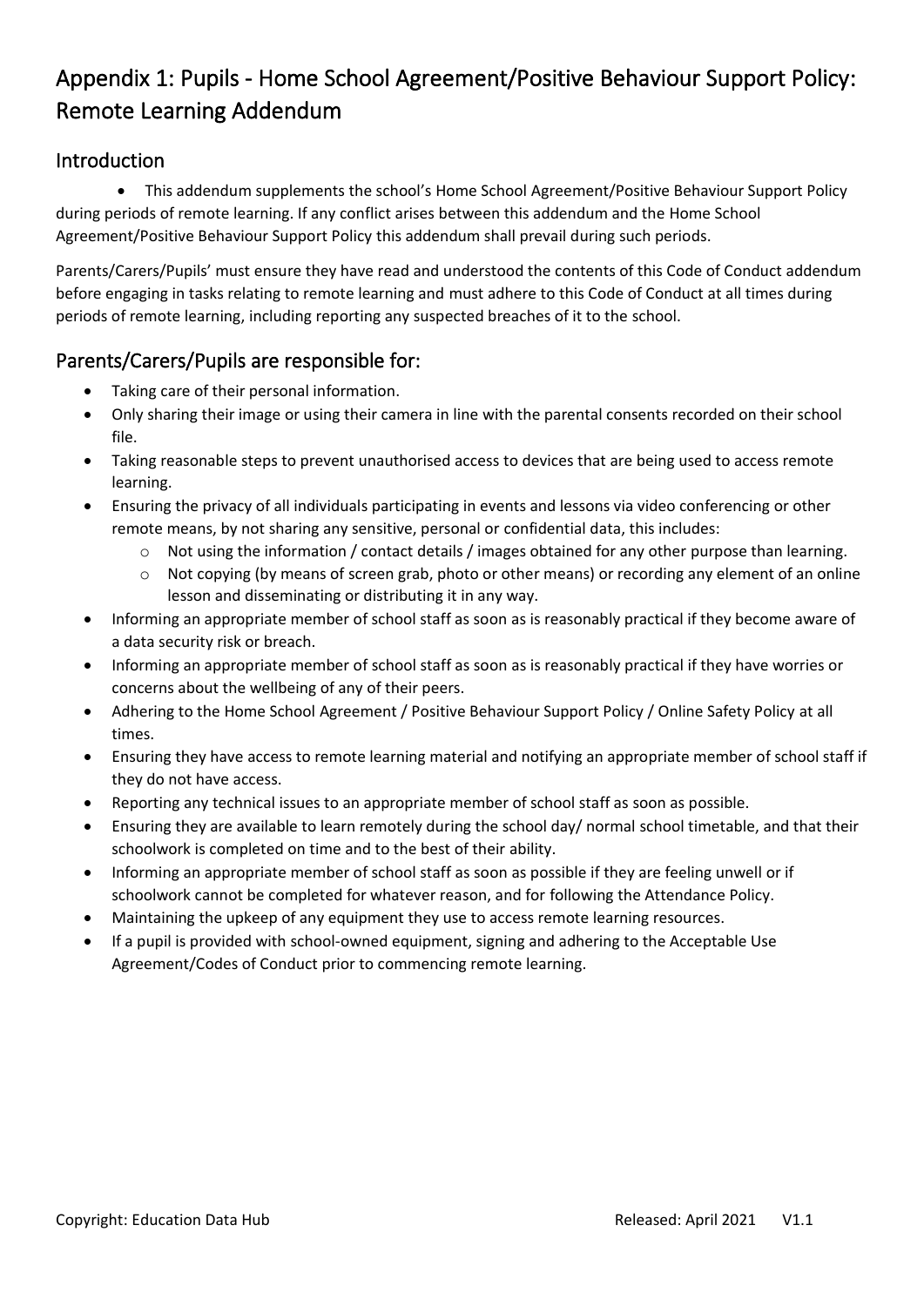# Appendix 1: Pupils - Home School Agreement/Positive Behaviour Support Policy: Remote Learning Addendum

## Introduction

- This addendum supplements the school's Home School Agreement/Positive Behaviour Support Policy during periods of remote learning. If any conflict arises between this addendum and the Home School Agreement/Positive Behaviour Support Policy this addendum shall prevail during such periods.

Parents/Carers/Pupils' must ensure they have read and understood the contents of this Code of Conduct addendum before engaging in tasks relating to remote learning and must adhere to this Code of Conduct at all times during periods of remote learning, including reporting any suspected breaches of it to the school.

## Parents/Carers/Pupils are responsible for:

- Taking care of their personal information.
- Only sharing their image or using their camera in line with the parental consents recorded on their school file.
- Taking reasonable steps to prevent unauthorised access to devices that are being used to access remote learning.
- Ensuring the privacy of all individuals participating in events and lessons via video conferencing or other remote means, by not sharing any sensitive, personal or confidential data, this includes:
  - Not using the information / contact details / images obtained for any other purpose than learning.
  - Not copying (by means of screen grab, photo or other means) or recording any element of an online lesson and disseminating or distributing it in any way.
- Informing an appropriate member of school staff as soon as is reasonably practical if they become aware of a data security risk or breach.
- Informing an appropriate member of school staff as soon as is reasonably practical if they have worries or concerns about the wellbeing of any of their peers.
- Adhering to the Home School Agreement / Positive Behaviour Support Policy / Online Safety Policy at all times.
- Ensuring they have access to remote learning material and notifying an appropriate member of school staff if they do not have access.
- Reporting any technical issues to an appropriate member of school staff as soon as possible.
- Ensuring they are available to learn remotely during the school day/ normal school timetable, and that their schoolwork is completed on time and to the best of their ability.
- Informing an appropriate member of school staff as soon as possible if they are feeling unwell or if schoolwork cannot be completed for whatever reason, and for following the Attendance Policy.
- Maintaining the upkeep of any equipment they use to access remote learning resources.
- If a pupil is provided with school-owned equipment, signing and adhering to the Acceptable Use Agreement/Codes of Conduct prior to commencing remote learning.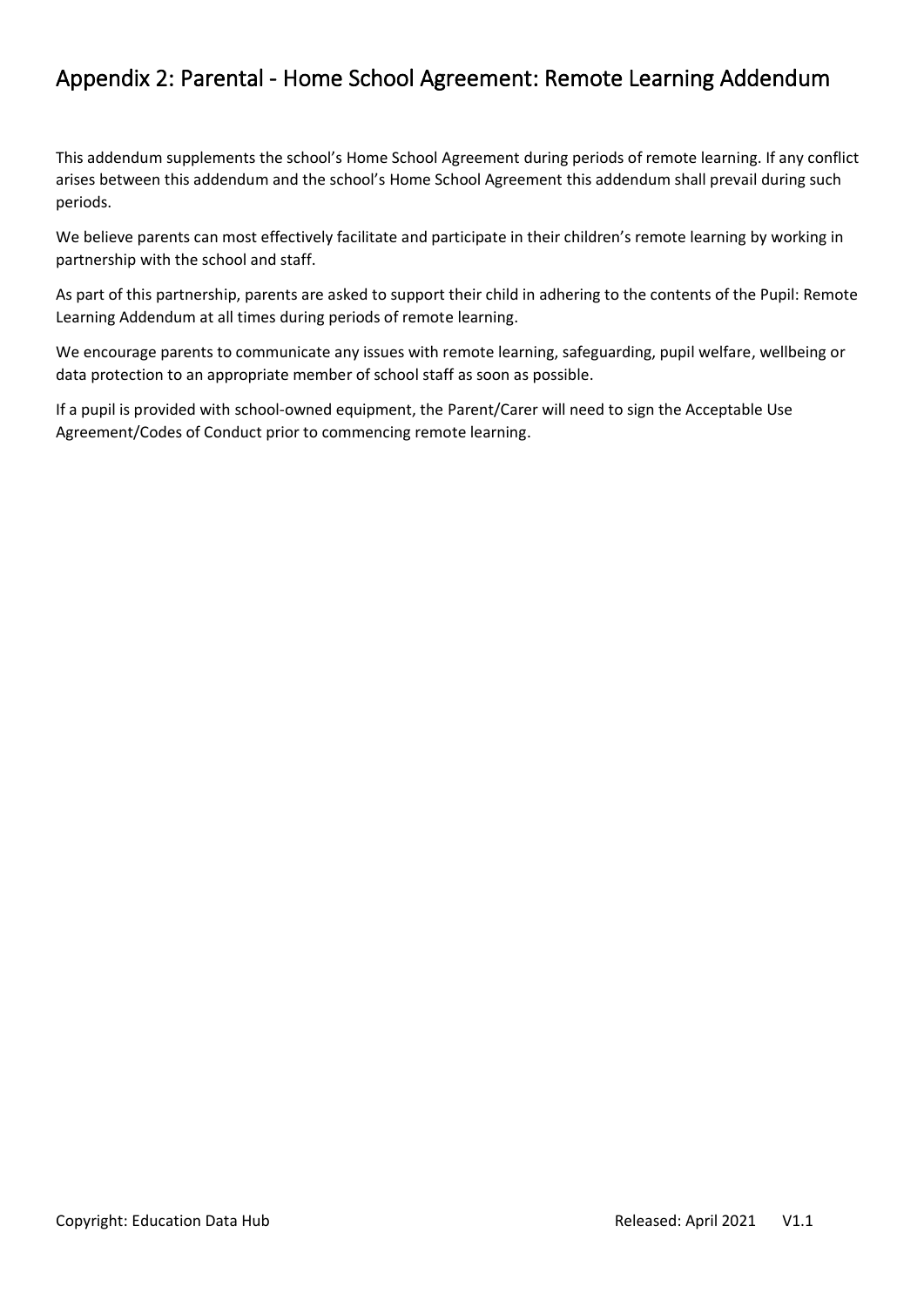## Appendix 2: Parental - Home School Agreement: Remote Learning Addendum

This addendum supplements the school's Home School Agreement during periods of remote learning. If any conflict arises between this addendum and the school's Home School Agreement this addendum shall prevail during such periods.

We believe parents can most effectively facilitate and participate in their children's remote learning by working in partnership with the school and staff.

As part of this partnership, parents are asked to support their child in adhering to the contents of the Pupil: Remote Learning Addendum at all times during periods of remote learning.

We encourage parents to communicate any issues with remote learning, safeguarding, pupil welfare, wellbeing or data protection to an appropriate member of school staff as soon as possible.

If a pupil is provided with school-owned equipment, the Parent/Carer will need to sign the Acceptable Use Agreement/Codes of Conduct prior to commencing remote learning.